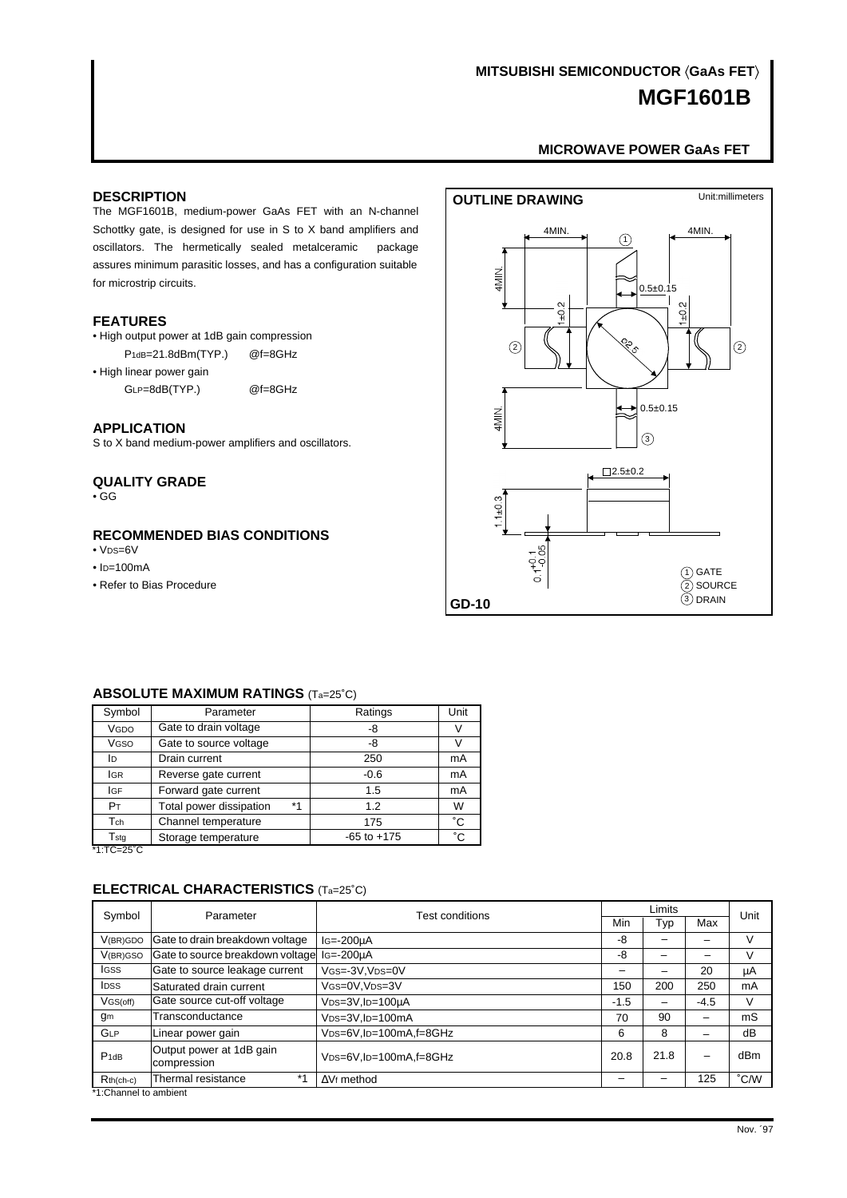MITSUBISHI SEMICONDUCTOR 〈GaAs FET〉

# MGF1601B

**MICROWAVE POWER GaAs FET**

## DESCRIPTION

The MGF1601B, medium-power GaAs FET with an N-channel Schottky gate, is designed for use in S to X band amplifiers and oscillators. The hermetically sealed metalceramic package assures minimum parasitic losses, and has a configuration suitable for microstrip circuits.

## FEATURES

- High output power at 1dB gain compression
  $P_{1dB}$=21.8dBm(TYP.)  @f=8GHz
- High linear power gain
  $G_{LP}$=8dB(TYP.)  @f=8GHz

## APPLICATION

S to X band medium-power amplifiers and oscillators.

## QUALITY GRADE

- GG

## RECOMMENDED BIAS CONDITIONS

- $V_{DS}$=6V
- $I_D$=100mA
- Refer to Bias Procedure

## OUTLINE DRAWING

Unit:millimeters

4MIN. 4MIN. 4MIN. 4MIN. 0.5±0.15 0.5±0.15 1±0.2 1±0.2 Ø2.5 □2.5±0.2 1.1±0.3 $0.1^{+0.1}_{-0.05}$

① GATE
② SOURCE
③ DRAIN

GD-10

## ABSOLUTE MAXIMUM RATINGS ($T_a$=25˚C)

| Symbol | Parameter | Ratings | Unit |
|---|---|---|---|
| $V_{GDO}$ | Gate to drain voltage | -8 | V |
| $V_{GSO}$ | Gate to source voltage | -8 | V |
| $I_D$ | Drain current | 250 | mA |
| $I_{GR}$ | Reverse gate current | -0.6 | mA |
| $I_{GF}$ | Forward gate current | 1.5 | mA |
| $P_T$ | Total power dissipation *1 | 1.2 | W |
| $T_{ch}$ | Channel temperature | 175 | ˚C |
| $T_{stg}$ | Storage temperature | -65 to +175 | ˚C |

*1:TC=25˚C

## ELECTRICAL CHARACTERISTICS ($T_a$=25˚C)

| Symbol | Parameter | Test conditions | Limits | | | Unit |
|---|---|---|---|---|---|---|
| | | | Min | Typ | Max | |
| $V_{(BR)GDO}$ | Gate to drain breakdown voltage | $I_G$=-200μA | -8 | – | – | V |
| $V_{(BR)GSO}$ | Gate to source breakdown voltage | $I_G$=-200μA | -8 | – | – | V |
| $I_{GSS}$ | Gate to source leakage current | $V_{GS}$=-3V,$V_{DS}$=0V | – | – | 20 | μA |
| $I_{DSS}$ | Saturated drain current | $V_{GS}$=0V,$V_{DS}$=3V | 150 | 200 | 250 | mA |
| $V_{GS(off)}$ | Gate source cut-off voltage | $V_{DS}$=3V,$I_D$=100μA | -1.5 | – | -4.5 | V |
| $g_m$ | Transconductance | $V_{DS}$=3V,$I_D$=100mA | 70 | 90 | – | mS |
| $G_{LP}$ | Linear power gain | $V_{DS}$=6V,$I_D$=100mA,f=8GHz | 6 | 8 | – | dB |
| $P_{1dB}$ | Output power at 1dB gain compression | $V_{DS}$=6V,$I_D$=100mA,f=8GHz | 20.8 | 21.8 | – | dBm |
| $R_{th(ch-c)}$ | Thermal resistance *1 | $\Delta V_f$ method | – | – | 125 | ˚C/W |

*1:Channel to ambient

Nov. ´97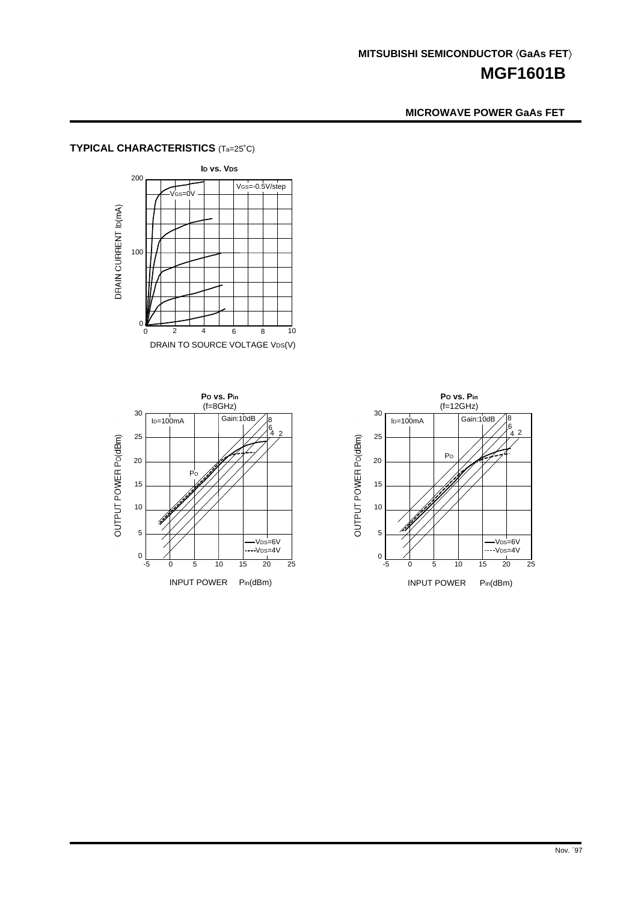## TYPICAL CHARACTERISTICS ($T_a$=25˚C)

**$I_D$ vs. $V_{DS}$**

$V_{GS}$=-0.5V/step

$V_{GS}$=0V

DRAIN CURRENT $I_D$(mA)

DRAIN TO SOURCE VOLTAGE $V_{DS}$(V)

**$P_O$ vs. $P_{in}$**
(f=8GHz)

$I_D$=100mA

Gain:10dB 8 6 4 2

$P_O$

—$V_{DS}$=6V
----$V_{DS}$=4V

OUTPUT POWER $P_O$(dBm)

INPUT POWER $P_{in}$(dBm)

**$P_O$ vs. $P_{in}$**
(f=12GHz)

$I_D$=100mA

Gain:10dB 8 6 4 2

$P_O$

—$V_{DS}$=6V
----$V_{DS}$=4V

OUTPUT POWER $P_O$(dBm)

INPUT POWER $P_{in}$(dBm)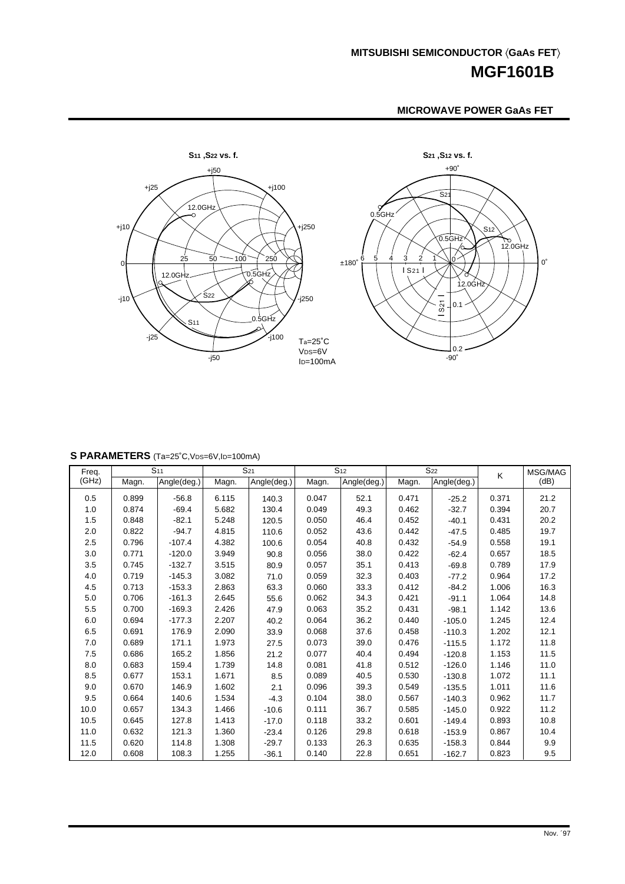MITSUBISHI SEMICONDUCTOR 〈GaAs FET〉

# MGF1601B

MICROWAVE POWER GaAs FET

**$S_{11}$, $S_{22}$ vs. f.**

+j50
+j25
+j100
12.0GHz
+j10
+j250
0
25
50
100
250
12.0GHz
0.5GHz
$S_{22}$
-j10
-j250
$S_{11}$
0.5GHz
-j25
-j100
-j50

$T_a$=25˚C
$V_{DS}$=6V
$I_D$=100mA

**$S_{21}$, $S_{12}$ vs. f.**

+90˚
$S_{21}$
0.5GHz
$S_{12}$
0.5GHz
12.0GHz
±180˚
6
5
4
3
2
1
0
0˚
I $S_{21}$ I
12.0GHz
I $S_{21}$ I
0.1
0.2
-90˚

## S PARAMETERS ($T_a$=25˚C, $V_{DS}$=6V, $I_D$=100mA)

| Freq. (GHz) | $S_{11}$ | | $S_{21}$ | | $S_{12}$ | | $S_{22}$ | | K | MSG/MAG (dB) |
|---|---|---|---|---|---|---|---|---|---|---|
| | Magn. | Angle(deg.) | Magn. | Angle(deg.) | Magn. | Angle(deg.) | Magn. | Angle(deg.) | | |
| 0.5 | 0.899 | -56.8 | 6.115 | 140.3 | 0.047 | 52.1 | 0.471 | -25.2 | 0.371 | 21.2 |
| 1.0 | 0.874 | -69.4 | 5.682 | 130.4 | 0.049 | 49.3 | 0.462 | -32.7 | 0.394 | 20.7 |
| 1.5 | 0.848 | -82.1 | 5.248 | 120.5 | 0.050 | 46.4 | 0.452 | -40.1 | 0.431 | 20.2 |
| 2.0 | 0.822 | -94.7 | 4.815 | 110.6 | 0.052 | 43.6 | 0.442 | -47.5 | 0.485 | 19.7 |
| 2.5 | 0.796 | -107.4 | 4.382 | 100.6 | 0.054 | 40.8 | 0.432 | -54.9 | 0.558 | 19.1 |
| 3.0 | 0.771 | -120.0 | 3.949 | 90.8 | 0.056 | 38.0 | 0.422 | -62.4 | 0.657 | 18.5 |
| 3.5 | 0.745 | -132.7 | 3.515 | 80.9 | 0.057 | 35.1 | 0.413 | -69.8 | 0.789 | 17.9 |
| 4.0 | 0.719 | -145.3 | 3.082 | 71.0 | 0.059 | 32.3 | 0.403 | -77.2 | 0.964 | 17.2 |
| 4.5 | 0.713 | -153.3 | 2.863 | 63.3 | 0.060 | 33.3 | 0.412 | -84.2 | 1.006 | 16.3 |
| 5.0 | 0.706 | -161.3 | 2.645 | 55.6 | 0.062 | 34.3 | 0.421 | -91.1 | 1.064 | 14.8 |
| 5.5 | 0.700 | -169.3 | 2.426 | 47.9 | 0.063 | 35.2 | 0.431 | -98.1 | 1.142 | 13.6 |
| 6.0 | 0.694 | -177.3 | 2.207 | 40.2 | 0.064 | 36.2 | 0.440 | -105.0 | 1.245 | 12.4 |
| 6.5 | 0.691 | 176.9 | 2.090 | 33.9 | 0.068 | 37.6 | 0.458 | -110.3 | 1.202 | 12.1 |
| 7.0 | 0.689 | 171.1 | 1.973 | 27.5 | 0.073 | 39.0 | 0.476 | -115.5 | 1.172 | 11.8 |
| 7.5 | 0.686 | 165.2 | 1.856 | 21.2 | 0.077 | 40.4 | 0.494 | -120.8 | 1.153 | 11.5 |
| 8.0 | 0.683 | 159.4 | 1.739 | 14.8 | 0.081 | 41.8 | 0.512 | -126.0 | 1.146 | 11.0 |
| 8.5 | 0.677 | 153.1 | 1.671 | 8.5 | 0.089 | 40.5 | 0.530 | -130.8 | 1.072 | 11.1 |
| 9.0 | 0.670 | 146.9 | 1.602 | 2.1 | 0.096 | 39.3 | 0.549 | -135.5 | 1.011 | 11.6 |
| 9.5 | 0.664 | 140.6 | 1.534 | -4.3 | 0.104 | 38.0 | 0.567 | -140.3 | 0.962 | 11.7 |
| 10.0 | 0.657 | 134.3 | 1.466 | -10.6 | 0.111 | 36.7 | 0.585 | -145.0 | 0.922 | 11.2 |
| 10.5 | 0.645 | 127.8 | 1.413 | -17.0 | 0.118 | 33.2 | 0.601 | -149.4 | 0.893 | 10.8 |
| 11.0 | 0.632 | 121.3 | 1.360 | -23.4 | 0.126 | 29.8 | 0.618 | -153.9 | 0.867 | 10.4 |
| 11.5 | 0.620 | 114.8 | 1.308 | -29.7 | 0.133 | 26.3 | 0.635 | -158.3 | 0.844 | 9.9 |
| 12.0 | 0.608 | 108.3 | 1.255 | -36.1 | 0.140 | 22.8 | 0.651 | -162.7 | 0.823 | 9.5 |

Nov. ´97